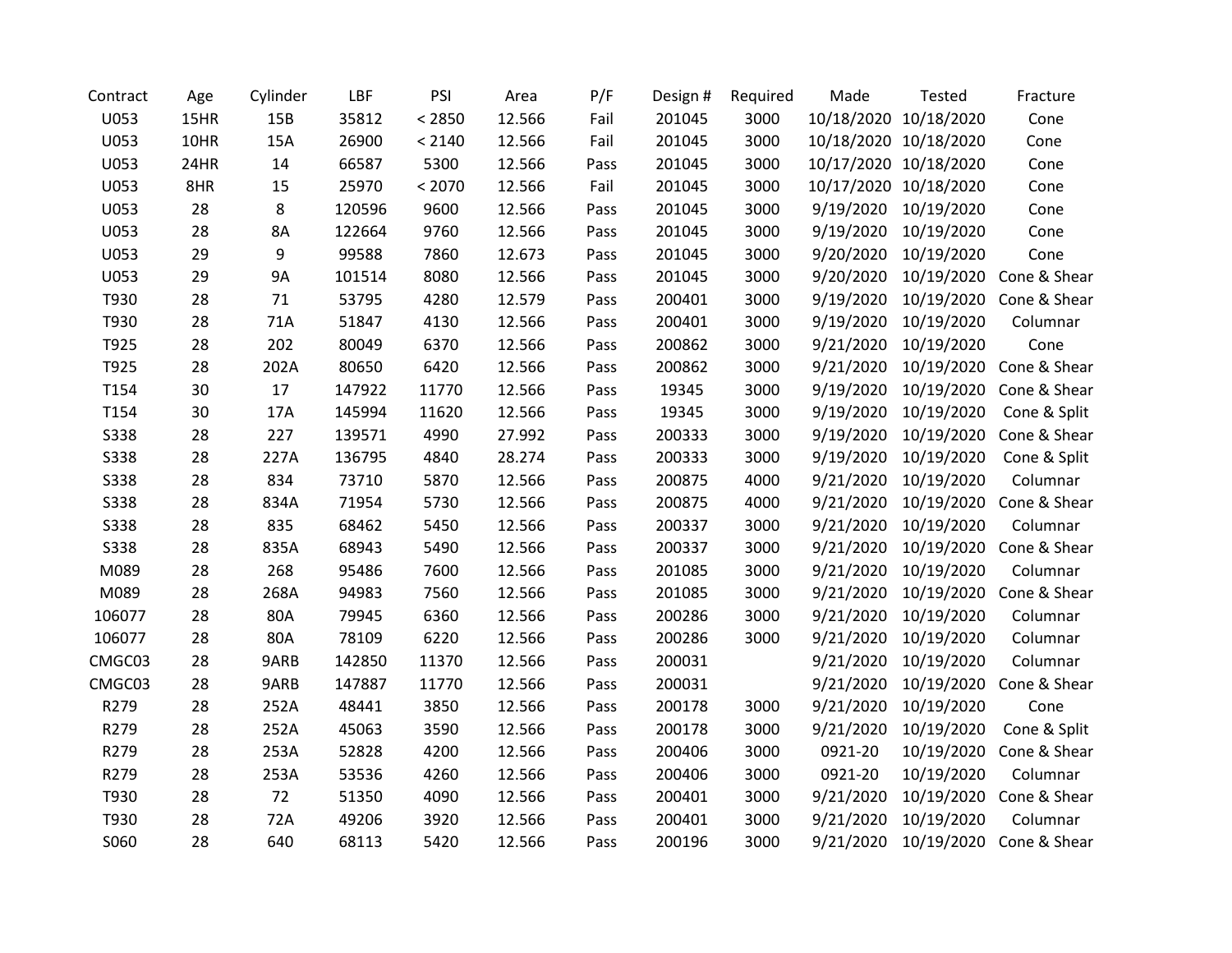| Contract | Age | Cylinder | LBF | PSI | Area | P/F | Design # | Required | Made | Tested | Fracture |
|---|---|---|---|---|---|---|---|---|---|---|---|
| U053 | 15HR | 15B | 35812 | < 2850 | 12.566 | Fail | 201045 | 3000 | 10/18/2020 | 10/18/2020 | Cone |
| U053 | 10HR | 15A | 26900 | < 2140 | 12.566 | Fail | 201045 | 3000 | 10/18/2020 | 10/18/2020 | Cone |
| U053 | 24HR | 14 | 66587 | 5300 | 12.566 | Pass | 201045 | 3000 | 10/17/2020 | 10/18/2020 | Cone |
| U053 | 8HR | 15 | 25970 | < 2070 | 12.566 | Fail | 201045 | 3000 | 10/17/2020 | 10/18/2020 | Cone |
| U053 | 28 | 8 | 120596 | 9600 | 12.566 | Pass | 201045 | 3000 | 9/19/2020 | 10/19/2020 | Cone |
| U053 | 28 | 8A | 122664 | 9760 | 12.566 | Pass | 201045 | 3000 | 9/19/2020 | 10/19/2020 | Cone |
| U053 | 29 | 9 | 99588 | 7860 | 12.673 | Pass | 201045 | 3000 | 9/20/2020 | 10/19/2020 | Cone |
| U053 | 29 | 9A | 101514 | 8080 | 12.566 | Pass | 201045 | 3000 | 9/20/2020 | 10/19/2020 | Cone & Shear |
| T930 | 28 | 71 | 53795 | 4280 | 12.579 | Pass | 200401 | 3000 | 9/19/2020 | 10/19/2020 | Cone & Shear |
| T930 | 28 | 71A | 51847 | 4130 | 12.566 | Pass | 200401 | 3000 | 9/19/2020 | 10/19/2020 | Columnar |
| T925 | 28 | 202 | 80049 | 6370 | 12.566 | Pass | 200862 | 3000 | 9/21/2020 | 10/19/2020 | Cone |
| T925 | 28 | 202A | 80650 | 6420 | 12.566 | Pass | 200862 | 3000 | 9/21/2020 | 10/19/2020 | Cone & Shear |
| T154 | 30 | 17 | 147922 | 11770 | 12.566 | Pass | 19345 | 3000 | 9/19/2020 | 10/19/2020 | Cone & Shear |
| T154 | 30 | 17A | 145994 | 11620 | 12.566 | Pass | 19345 | 3000 | 9/19/2020 | 10/19/2020 | Cone & Split |
| S338 | 28 | 227 | 139571 | 4990 | 27.992 | Pass | 200333 | 3000 | 9/19/2020 | 10/19/2020 | Cone & Shear |
| S338 | 28 | 227A | 136795 | 4840 | 28.274 | Pass | 200333 | 3000 | 9/19/2020 | 10/19/2020 | Cone & Split |
| S338 | 28 | 834 | 73710 | 5870 | 12.566 | Pass | 200875 | 4000 | 9/21/2020 | 10/19/2020 | Columnar |
| S338 | 28 | 834A | 71954 | 5730 | 12.566 | Pass | 200875 | 4000 | 9/21/2020 | 10/19/2020 | Cone & Shear |
| S338 | 28 | 835 | 68462 | 5450 | 12.566 | Pass | 200337 | 3000 | 9/21/2020 | 10/19/2020 | Columnar |
| S338 | 28 | 835A | 68943 | 5490 | 12.566 | Pass | 200337 | 3000 | 9/21/2020 | 10/19/2020 | Cone & Shear |
| M089 | 28 | 268 | 95486 | 7600 | 12.566 | Pass | 201085 | 3000 | 9/21/2020 | 10/19/2020 | Columnar |
| M089 | 28 | 268A | 94983 | 7560 | 12.566 | Pass | 201085 | 3000 | 9/21/2020 | 10/19/2020 | Cone & Shear |
| 106077 | 28 | 80A | 79945 | 6360 | 12.566 | Pass | 200286 | 3000 | 9/21/2020 | 10/19/2020 | Columnar |
| 106077 | 28 | 80A | 78109 | 6220 | 12.566 | Pass | 200286 | 3000 | 9/21/2020 | 10/19/2020 | Columnar |
| CMGC03 | 28 | 9ARB | 142850 | 11370 | 12.566 | Pass | 200031 | | 9/21/2020 | 10/19/2020 | Columnar |
| CMGC03 | 28 | 9ARB | 147887 | 11770 | 12.566 | Pass | 200031 | | 9/21/2020 | 10/19/2020 | Cone & Shear |
| R279 | 28 | 252A | 48441 | 3850 | 12.566 | Pass | 200178 | 3000 | 9/21/2020 | 10/19/2020 | Cone |
| R279 | 28 | 252A | 45063 | 3590 | 12.566 | Pass | 200178 | 3000 | 9/21/2020 | 10/19/2020 | Cone & Split |
| R279 | 28 | 253A | 52828 | 4200 | 12.566 | Pass | 200406 | 3000 | 0921-20 | 10/19/2020 | Cone & Shear |
| R279 | 28 | 253A | 53536 | 4260 | 12.566 | Pass | 200406 | 3000 | 0921-20 | 10/19/2020 | Columnar |
| T930 | 28 | 72 | 51350 | 4090 | 12.566 | Pass | 200401 | 3000 | 9/21/2020 | 10/19/2020 | Cone & Shear |
| T930 | 28 | 72A | 49206 | 3920 | 12.566 | Pass | 200401 | 3000 | 9/21/2020 | 10/19/2020 | Columnar |
| S060 | 28 | 640 | 68113 | 5420 | 12.566 | Pass | 200196 | 3000 | 9/21/2020 | 10/19/2020 | Cone & Shear |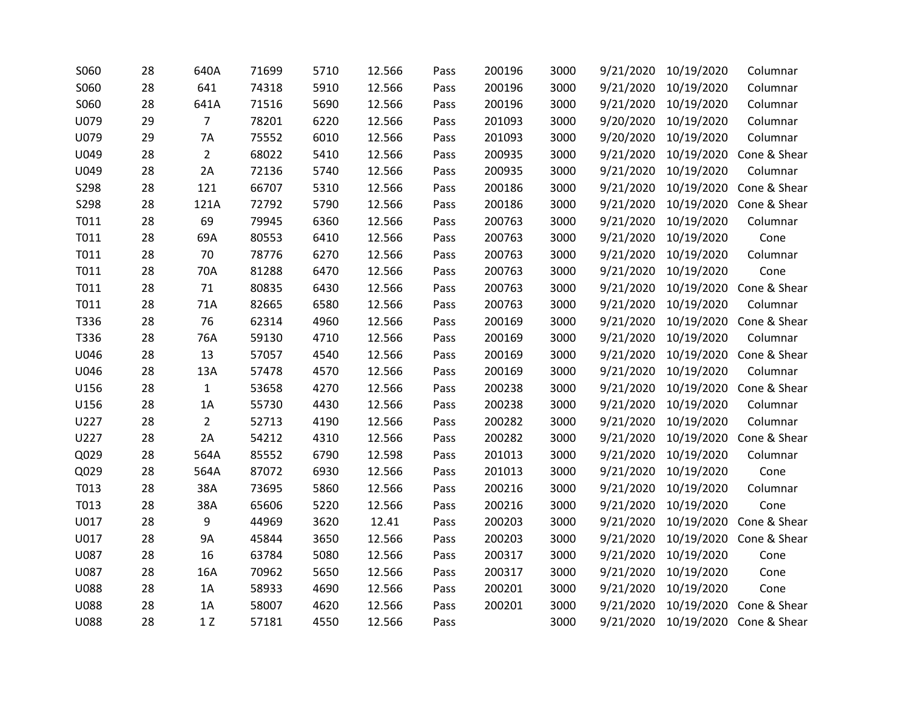| | | | | | | | | | | | |
|---|---|---|---|---|---|---|---|---|---|---|---|
| S060 | 28 | 640A | 71699 | 5710 | 12.566 | Pass | 200196 | 3000 | 9/21/2020 | 10/19/2020 | Columnar |
| S060 | 28 | 641 | 74318 | 5910 | 12.566 | Pass | 200196 | 3000 | 9/21/2020 | 10/19/2020 | Columnar |
| S060 | 28 | 641A | 71516 | 5690 | 12.566 | Pass | 200196 | 3000 | 9/21/2020 | 10/19/2020 | Columnar |
| U079 | 29 | 7 | 78201 | 6220 | 12.566 | Pass | 201093 | 3000 | 9/20/2020 | 10/19/2020 | Columnar |
| U079 | 29 | 7A | 75552 | 6010 | 12.566 | Pass | 201093 | 3000 | 9/20/2020 | 10/19/2020 | Columnar |
| U049 | 28 | 2 | 68022 | 5410 | 12.566 | Pass | 200935 | 3000 | 9/21/2020 | 10/19/2020 | Cone & Shear |
| U049 | 28 | 2A | 72136 | 5740 | 12.566 | Pass | 200935 | 3000 | 9/21/2020 | 10/19/2020 | Columnar |
| S298 | 28 | 121 | 66707 | 5310 | 12.566 | Pass | 200186 | 3000 | 9/21/2020 | 10/19/2020 | Cone & Shear |
| S298 | 28 | 121A | 72792 | 5790 | 12.566 | Pass | 200186 | 3000 | 9/21/2020 | 10/19/2020 | Cone & Shear |
| T011 | 28 | 69 | 79945 | 6360 | 12.566 | Pass | 200763 | 3000 | 9/21/2020 | 10/19/2020 | Columnar |
| T011 | 28 | 69A | 80553 | 6410 | 12.566 | Pass | 200763 | 3000 | 9/21/2020 | 10/19/2020 | Cone |
| T011 | 28 | 70 | 78776 | 6270 | 12.566 | Pass | 200763 | 3000 | 9/21/2020 | 10/19/2020 | Columnar |
| T011 | 28 | 70A | 81288 | 6470 | 12.566 | Pass | 200763 | 3000 | 9/21/2020 | 10/19/2020 | Cone |
| T011 | 28 | 71 | 80835 | 6430 | 12.566 | Pass | 200763 | 3000 | 9/21/2020 | 10/19/2020 | Cone & Shear |
| T011 | 28 | 71A | 82665 | 6580 | 12.566 | Pass | 200763 | 3000 | 9/21/2020 | 10/19/2020 | Columnar |
| T336 | 28 | 76 | 62314 | 4960 | 12.566 | Pass | 200169 | 3000 | 9/21/2020 | 10/19/2020 | Cone & Shear |
| T336 | 28 | 76A | 59130 | 4710 | 12.566 | Pass | 200169 | 3000 | 9/21/2020 | 10/19/2020 | Columnar |
| U046 | 28 | 13 | 57057 | 4540 | 12.566 | Pass | 200169 | 3000 | 9/21/2020 | 10/19/2020 | Cone & Shear |
| U046 | 28 | 13A | 57478 | 4570 | 12.566 | Pass | 200169 | 3000 | 9/21/2020 | 10/19/2020 | Columnar |
| U156 | 28 | 1 | 53658 | 4270 | 12.566 | Pass | 200238 | 3000 | 9/21/2020 | 10/19/2020 | Cone & Shear |
| U156 | 28 | 1A | 55730 | 4430 | 12.566 | Pass | 200238 | 3000 | 9/21/2020 | 10/19/2020 | Columnar |
| U227 | 28 | 2 | 52713 | 4190 | 12.566 | Pass | 200282 | 3000 | 9/21/2020 | 10/19/2020 | Columnar |
| U227 | 28 | 2A | 54212 | 4310 | 12.566 | Pass | 200282 | 3000 | 9/21/2020 | 10/19/2020 | Cone & Shear |
| Q029 | 28 | 564A | 85552 | 6790 | 12.598 | Pass | 201013 | 3000 | 9/21/2020 | 10/19/2020 | Columnar |
| Q029 | 28 | 564A | 87072 | 6930 | 12.566 | Pass | 201013 | 3000 | 9/21/2020 | 10/19/2020 | Cone |
| T013 | 28 | 38A | 73695 | 5860 | 12.566 | Pass | 200216 | 3000 | 9/21/2020 | 10/19/2020 | Columnar |
| T013 | 28 | 38A | 65606 | 5220 | 12.566 | Pass | 200216 | 3000 | 9/21/2020 | 10/19/2020 | Cone |
| U017 | 28 | 9 | 44969 | 3620 | 12.41 | Pass | 200203 | 3000 | 9/21/2020 | 10/19/2020 | Cone & Shear |
| U017 | 28 | 9A | 45844 | 3650 | 12.566 | Pass | 200203 | 3000 | 9/21/2020 | 10/19/2020 | Cone & Shear |
| U087 | 28 | 16 | 63784 | 5080 | 12.566 | Pass | 200317 | 3000 | 9/21/2020 | 10/19/2020 | Cone |
| U087 | 28 | 16A | 70962 | 5650 | 12.566 | Pass | 200317 | 3000 | 9/21/2020 | 10/19/2020 | Cone |
| U088 | 28 | 1A | 58933 | 4690 | 12.566 | Pass | 200201 | 3000 | 9/21/2020 | 10/19/2020 | Cone |
| U088 | 28 | 1A | 58007 | 4620 | 12.566 | Pass | 200201 | 3000 | 9/21/2020 | 10/19/2020 | Cone & Shear |
| U088 | 28 | 1 Z | 57181 | 4550 | 12.566 | Pass | | 3000 | 9/21/2020 | 10/19/2020 | Cone & Shear |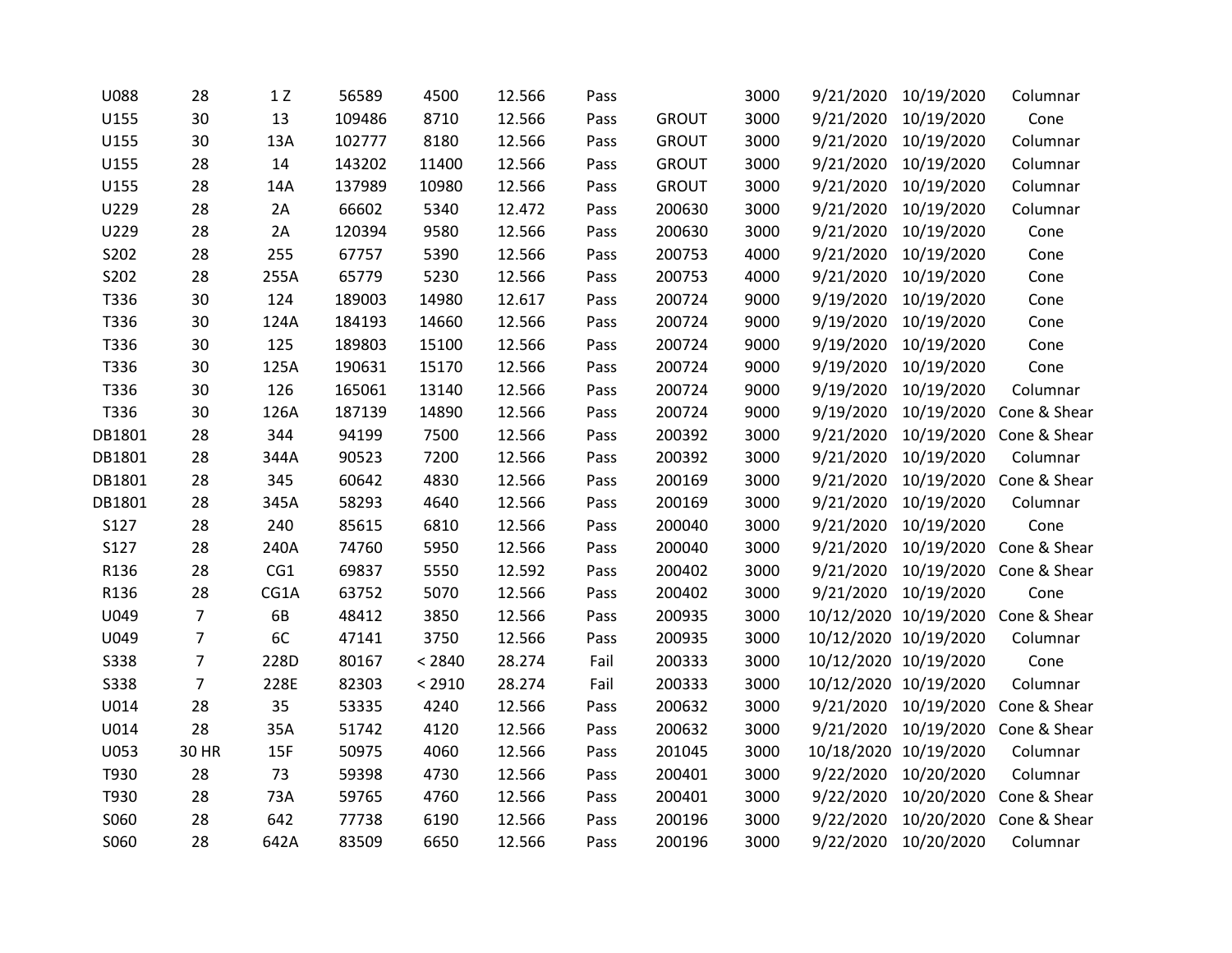| | | | | | | | | | | | |
|---|---|---|---|---|---|---|---|---|---|---|---|
| U088 | 28 | 1 Z | 56589 | 4500 | 12.566 | Pass | | 3000 | 9/21/2020 | 10/19/2020 | Columnar |
| U155 | 30 | 13 | 109486 | 8710 | 12.566 | Pass | GROUT | 3000 | 9/21/2020 | 10/19/2020 | Cone |
| U155 | 30 | 13A | 102777 | 8180 | 12.566 | Pass | GROUT | 3000 | 9/21/2020 | 10/19/2020 | Columnar |
| U155 | 28 | 14 | 143202 | 11400 | 12.566 | Pass | GROUT | 3000 | 9/21/2020 | 10/19/2020 | Columnar |
| U155 | 28 | 14A | 137989 | 10980 | 12.566 | Pass | GROUT | 3000 | 9/21/2020 | 10/19/2020 | Columnar |
| U229 | 28 | 2A | 66602 | 5340 | 12.472 | Pass | 200630 | 3000 | 9/21/2020 | 10/19/2020 | Columnar |
| U229 | 28 | 2A | 120394 | 9580 | 12.566 | Pass | 200630 | 3000 | 9/21/2020 | 10/19/2020 | Cone |
| S202 | 28 | 255 | 67757 | 5390 | 12.566 | Pass | 200753 | 4000 | 9/21/2020 | 10/19/2020 | Cone |
| S202 | 28 | 255A | 65779 | 5230 | 12.566 | Pass | 200753 | 4000 | 9/21/2020 | 10/19/2020 | Cone |
| T336 | 30 | 124 | 189003 | 14980 | 12.617 | Pass | 200724 | 9000 | 9/19/2020 | 10/19/2020 | Cone |
| T336 | 30 | 124A | 184193 | 14660 | 12.566 | Pass | 200724 | 9000 | 9/19/2020 | 10/19/2020 | Cone |
| T336 | 30 | 125 | 189803 | 15100 | 12.566 | Pass | 200724 | 9000 | 9/19/2020 | 10/19/2020 | Cone |
| T336 | 30 | 125A | 190631 | 15170 | 12.566 | Pass | 200724 | 9000 | 9/19/2020 | 10/19/2020 | Cone |
| T336 | 30 | 126 | 165061 | 13140 | 12.566 | Pass | 200724 | 9000 | 9/19/2020 | 10/19/2020 | Columnar |
| T336 | 30 | 126A | 187139 | 14890 | 12.566 | Pass | 200724 | 9000 | 9/19/2020 | 10/19/2020 | Cone & Shear |
| DB1801 | 28 | 344 | 94199 | 7500 | 12.566 | Pass | 200392 | 3000 | 9/21/2020 | 10/19/2020 | Cone & Shear |
| DB1801 | 28 | 344A | 90523 | 7200 | 12.566 | Pass | 200392 | 3000 | 9/21/2020 | 10/19/2020 | Columnar |
| DB1801 | 28 | 345 | 60642 | 4830 | 12.566 | Pass | 200169 | 3000 | 9/21/2020 | 10/19/2020 | Cone & Shear |
| DB1801 | 28 | 345A | 58293 | 4640 | 12.566 | Pass | 200169 | 3000 | 9/21/2020 | 10/19/2020 | Columnar |
| S127 | 28 | 240 | 85615 | 6810 | 12.566 | Pass | 200040 | 3000 | 9/21/2020 | 10/19/2020 | Cone |
| S127 | 28 | 240A | 74760 | 5950 | 12.566 | Pass | 200040 | 3000 | 9/21/2020 | 10/19/2020 | Cone & Shear |
| R136 | 28 | CG1 | 69837 | 5550 | 12.592 | Pass | 200402 | 3000 | 9/21/2020 | 10/19/2020 | Cone & Shear |
| R136 | 28 | CG1A | 63752 | 5070 | 12.566 | Pass | 200402 | 3000 | 9/21/2020 | 10/19/2020 | Cone |
| U049 | 7 | 6B | 48412 | 3850 | 12.566 | Pass | 200935 | 3000 | 10/12/2020 | 10/19/2020 | Cone & Shear |
| U049 | 7 | 6C | 47141 | 3750 | 12.566 | Pass | 200935 | 3000 | 10/12/2020 | 10/19/2020 | Columnar |
| S338 | 7 | 228D | 80167 | < 2840 | 28.274 | Fail | 200333 | 3000 | 10/12/2020 | 10/19/2020 | Cone |
| S338 | 7 | 228E | 82303 | < 2910 | 28.274 | Fail | 200333 | 3000 | 10/12/2020 | 10/19/2020 | Columnar |
| U014 | 28 | 35 | 53335 | 4240 | 12.566 | Pass | 200632 | 3000 | 9/21/2020 | 10/19/2020 | Cone & Shear |
| U014 | 28 | 35A | 51742 | 4120 | 12.566 | Pass | 200632 | 3000 | 9/21/2020 | 10/19/2020 | Cone & Shear |
| U053 | 30 HR | 15F | 50975 | 4060 | 12.566 | Pass | 201045 | 3000 | 10/18/2020 | 10/19/2020 | Columnar |
| T930 | 28 | 73 | 59398 | 4730 | 12.566 | Pass | 200401 | 3000 | 9/22/2020 | 10/20/2020 | Columnar |
| T930 | 28 | 73A | 59765 | 4760 | 12.566 | Pass | 200401 | 3000 | 9/22/2020 | 10/20/2020 | Cone & Shear |
| S060 | 28 | 642 | 77738 | 6190 | 12.566 | Pass | 200196 | 3000 | 9/22/2020 | 10/20/2020 | Cone & Shear |
| S060 | 28 | 642A | 83509 | 6650 | 12.566 | Pass | 200196 | 3000 | 9/22/2020 | 10/20/2020 | Columnar |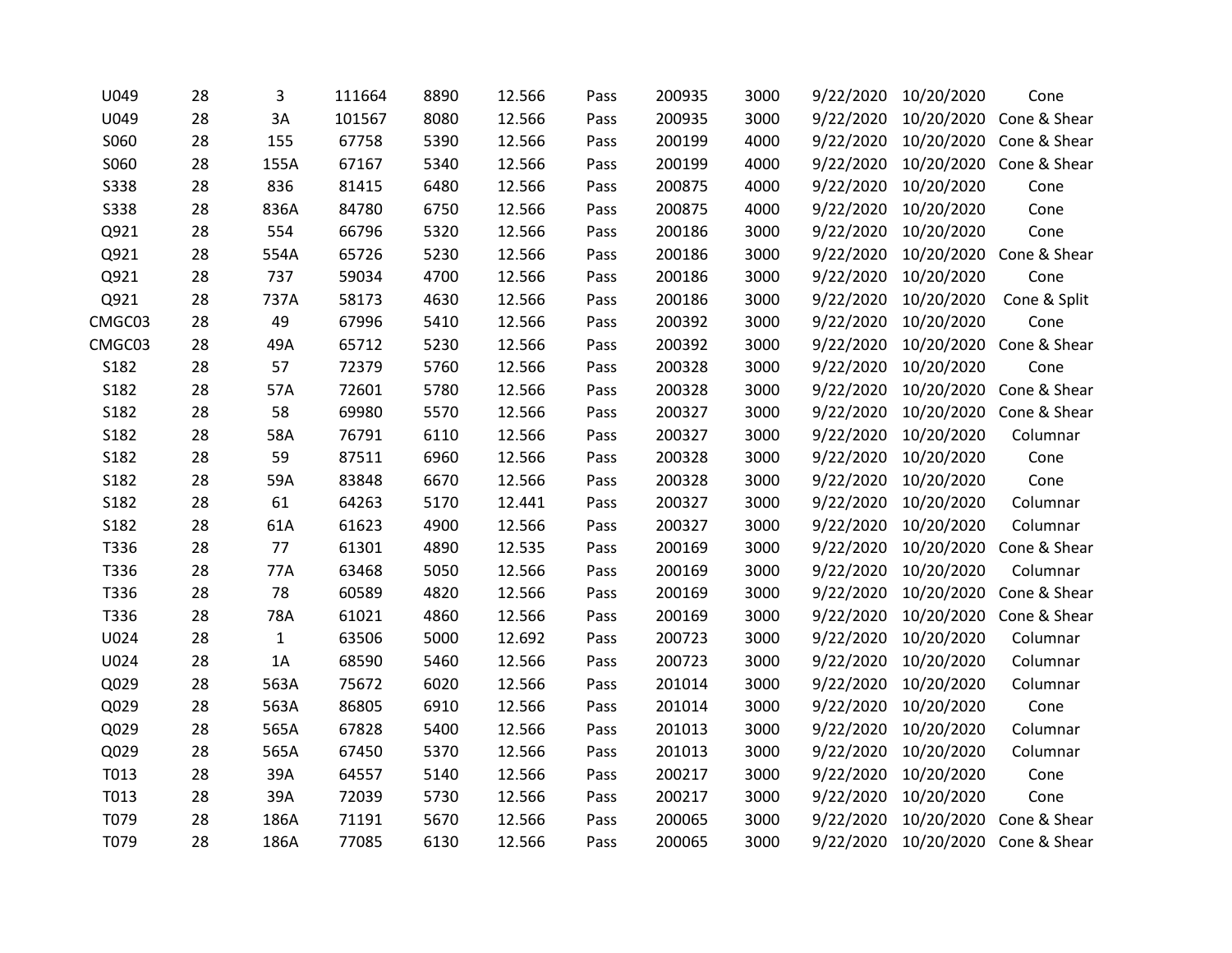| | | | | | | | | | | | |
|---|---|---|---|---|---|---|---|---|---|---|---|
| U049 | 28 | 3 | 111664 | 8890 | 12.566 | Pass | 200935 | 3000 | 9/22/2020 | 10/20/2020 | Cone |
| U049 | 28 | 3A | 101567 | 8080 | 12.566 | Pass | 200935 | 3000 | 9/22/2020 | 10/20/2020 | Cone & Shear |
| S060 | 28 | 155 | 67758 | 5390 | 12.566 | Pass | 200199 | 4000 | 9/22/2020 | 10/20/2020 | Cone & Shear |
| S060 | 28 | 155A | 67167 | 5340 | 12.566 | Pass | 200199 | 4000 | 9/22/2020 | 10/20/2020 | Cone & Shear |
| S338 | 28 | 836 | 81415 | 6480 | 12.566 | Pass | 200875 | 4000 | 9/22/2020 | 10/20/2020 | Cone |
| S338 | 28 | 836A | 84780 | 6750 | 12.566 | Pass | 200875 | 4000 | 9/22/2020 | 10/20/2020 | Cone |
| Q921 | 28 | 554 | 66796 | 5320 | 12.566 | Pass | 200186 | 3000 | 9/22/2020 | 10/20/2020 | Cone |
| Q921 | 28 | 554A | 65726 | 5230 | 12.566 | Pass | 200186 | 3000 | 9/22/2020 | 10/20/2020 | Cone & Shear |
| Q921 | 28 | 737 | 59034 | 4700 | 12.566 | Pass | 200186 | 3000 | 9/22/2020 | 10/20/2020 | Cone |
| Q921 | 28 | 737A | 58173 | 4630 | 12.566 | Pass | 200186 | 3000 | 9/22/2020 | 10/20/2020 | Cone & Split |
| CMGC03 | 28 | 49 | 67996 | 5410 | 12.566 | Pass | 200392 | 3000 | 9/22/2020 | 10/20/2020 | Cone |
| CMGC03 | 28 | 49A | 65712 | 5230 | 12.566 | Pass | 200392 | 3000 | 9/22/2020 | 10/20/2020 | Cone & Shear |
| S182 | 28 | 57 | 72379 | 5760 | 12.566 | Pass | 200328 | 3000 | 9/22/2020 | 10/20/2020 | Cone |
| S182 | 28 | 57A | 72601 | 5780 | 12.566 | Pass | 200328 | 3000 | 9/22/2020 | 10/20/2020 | Cone & Shear |
| S182 | 28 | 58 | 69980 | 5570 | 12.566 | Pass | 200327 | 3000 | 9/22/2020 | 10/20/2020 | Cone & Shear |
| S182 | 28 | 58A | 76791 | 6110 | 12.566 | Pass | 200327 | 3000 | 9/22/2020 | 10/20/2020 | Columnar |
| S182 | 28 | 59 | 87511 | 6960 | 12.566 | Pass | 200328 | 3000 | 9/22/2020 | 10/20/2020 | Cone |
| S182 | 28 | 59A | 83848 | 6670 | 12.566 | Pass | 200328 | 3000 | 9/22/2020 | 10/20/2020 | Cone |
| S182 | 28 | 61 | 64263 | 5170 | 12.441 | Pass | 200327 | 3000 | 9/22/2020 | 10/20/2020 | Columnar |
| S182 | 28 | 61A | 61623 | 4900 | 12.566 | Pass | 200327 | 3000 | 9/22/2020 | 10/20/2020 | Columnar |
| T336 | 28 | 77 | 61301 | 4890 | 12.535 | Pass | 200169 | 3000 | 9/22/2020 | 10/20/2020 | Cone & Shear |
| T336 | 28 | 77A | 63468 | 5050 | 12.566 | Pass | 200169 | 3000 | 9/22/2020 | 10/20/2020 | Columnar |
| T336 | 28 | 78 | 60589 | 4820 | 12.566 | Pass | 200169 | 3000 | 9/22/2020 | 10/20/2020 | Cone & Shear |
| T336 | 28 | 78A | 61021 | 4860 | 12.566 | Pass | 200169 | 3000 | 9/22/2020 | 10/20/2020 | Cone & Shear |
| U024 | 28 | 1 | 63506 | 5000 | 12.692 | Pass | 200723 | 3000 | 9/22/2020 | 10/20/2020 | Columnar |
| U024 | 28 | 1A | 68590 | 5460 | 12.566 | Pass | 200723 | 3000 | 9/22/2020 | 10/20/2020 | Columnar |
| Q029 | 28 | 563A | 75672 | 6020 | 12.566 | Pass | 201014 | 3000 | 9/22/2020 | 10/20/2020 | Columnar |
| Q029 | 28 | 563A | 86805 | 6910 | 12.566 | Pass | 201014 | 3000 | 9/22/2020 | 10/20/2020 | Cone |
| Q029 | 28 | 565A | 67828 | 5400 | 12.566 | Pass | 201013 | 3000 | 9/22/2020 | 10/20/2020 | Columnar |
| Q029 | 28 | 565A | 67450 | 5370 | 12.566 | Pass | 201013 | 3000 | 9/22/2020 | 10/20/2020 | Columnar |
| T013 | 28 | 39A | 64557 | 5140 | 12.566 | Pass | 200217 | 3000 | 9/22/2020 | 10/20/2020 | Cone |
| T013 | 28 | 39A | 72039 | 5730 | 12.566 | Pass | 200217 | 3000 | 9/22/2020 | 10/20/2020 | Cone |
| T079 | 28 | 186A | 71191 | 5670 | 12.566 | Pass | 200065 | 3000 | 9/22/2020 | 10/20/2020 | Cone & Shear |
| T079 | 28 | 186A | 77085 | 6130 | 12.566 | Pass | 200065 | 3000 | 9/22/2020 | 10/20/2020 | Cone & Shear |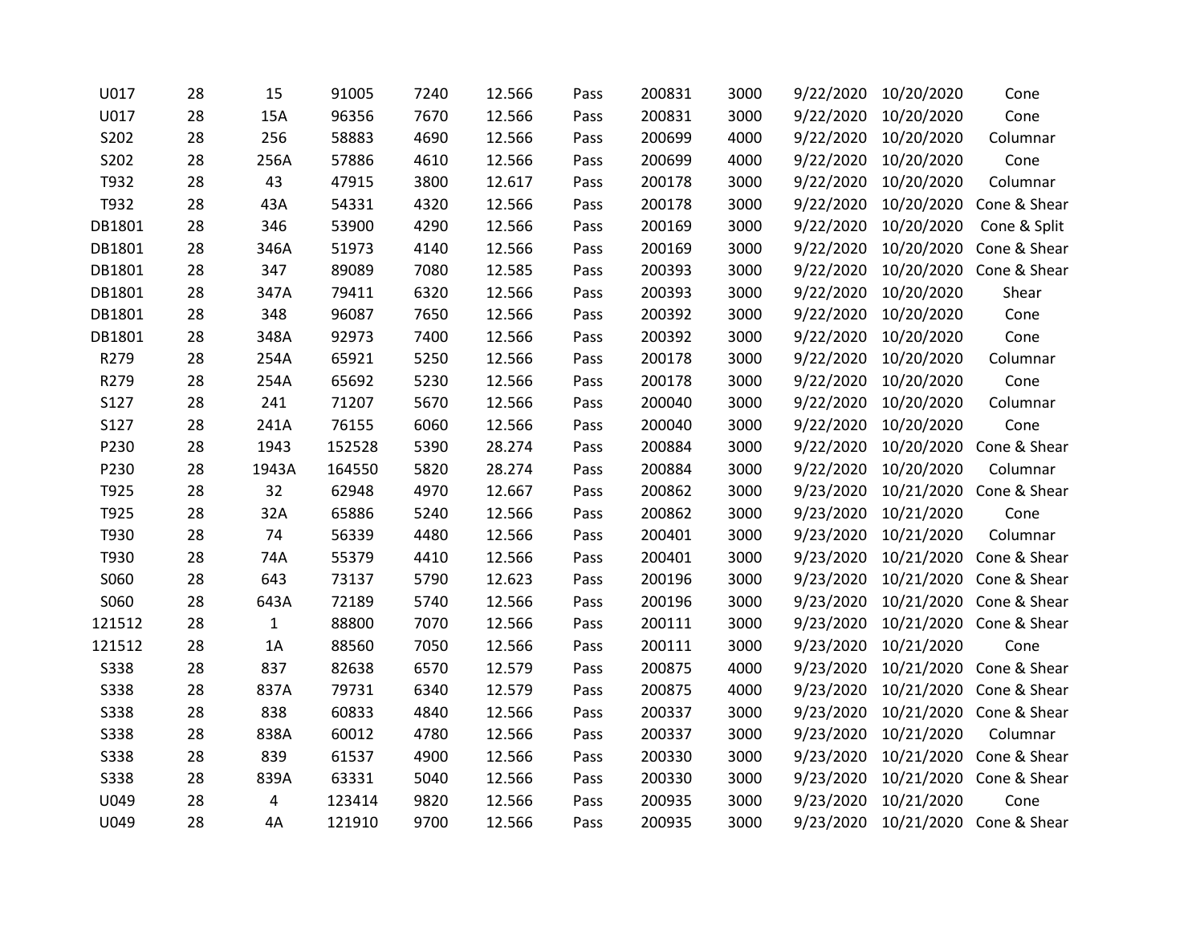| | | | | | | | | | | | |
|---|---|---|---|---|---|---|---|---|---|---|---|
| U017 | 28 | 15 | 91005 | 7240 | 12.566 | Pass | 200831 | 3000 | 9/22/2020 | 10/20/2020 | Cone |
| U017 | 28 | 15A | 96356 | 7670 | 12.566 | Pass | 200831 | 3000 | 9/22/2020 | 10/20/2020 | Cone |
| S202 | 28 | 256 | 58883 | 4690 | 12.566 | Pass | 200699 | 4000 | 9/22/2020 | 10/20/2020 | Columnar |
| S202 | 28 | 256A | 57886 | 4610 | 12.566 | Pass | 200699 | 4000 | 9/22/2020 | 10/20/2020 | Cone |
| T932 | 28 | 43 | 47915 | 3800 | 12.617 | Pass | 200178 | 3000 | 9/22/2020 | 10/20/2020 | Columnar |
| T932 | 28 | 43A | 54331 | 4320 | 12.566 | Pass | 200178 | 3000 | 9/22/2020 | 10/20/2020 | Cone & Shear |
| DB1801 | 28 | 346 | 53900 | 4290 | 12.566 | Pass | 200169 | 3000 | 9/22/2020 | 10/20/2020 | Cone & Split |
| DB1801 | 28 | 346A | 51973 | 4140 | 12.566 | Pass | 200169 | 3000 | 9/22/2020 | 10/20/2020 | Cone & Shear |
| DB1801 | 28 | 347 | 89089 | 7080 | 12.585 | Pass | 200393 | 3000 | 9/22/2020 | 10/20/2020 | Cone & Shear |
| DB1801 | 28 | 347A | 79411 | 6320 | 12.566 | Pass | 200393 | 3000 | 9/22/2020 | 10/20/2020 | Shear |
| DB1801 | 28 | 348 | 96087 | 7650 | 12.566 | Pass | 200392 | 3000 | 9/22/2020 | 10/20/2020 | Cone |
| DB1801 | 28 | 348A | 92973 | 7400 | 12.566 | Pass | 200392 | 3000 | 9/22/2020 | 10/20/2020 | Cone |
| R279 | 28 | 254A | 65921 | 5250 | 12.566 | Pass | 200178 | 3000 | 9/22/2020 | 10/20/2020 | Columnar |
| R279 | 28 | 254A | 65692 | 5230 | 12.566 | Pass | 200178 | 3000 | 9/22/2020 | 10/20/2020 | Cone |
| S127 | 28 | 241 | 71207 | 5670 | 12.566 | Pass | 200040 | 3000 | 9/22/2020 | 10/20/2020 | Columnar |
| S127 | 28 | 241A | 76155 | 6060 | 12.566 | Pass | 200040 | 3000 | 9/22/2020 | 10/20/2020 | Cone |
| P230 | 28 | 1943 | 152528 | 5390 | 28.274 | Pass | 200884 | 3000 | 9/22/2020 | 10/20/2020 | Cone & Shear |
| P230 | 28 | 1943A | 164550 | 5820 | 28.274 | Pass | 200884 | 3000 | 9/22/2020 | 10/20/2020 | Columnar |
| T925 | 28 | 32 | 62948 | 4970 | 12.667 | Pass | 200862 | 3000 | 9/23/2020 | 10/21/2020 | Cone & Shear |
| T925 | 28 | 32A | 65886 | 5240 | 12.566 | Pass | 200862 | 3000 | 9/23/2020 | 10/21/2020 | Cone |
| T930 | 28 | 74 | 56339 | 4480 | 12.566 | Pass | 200401 | 3000 | 9/23/2020 | 10/21/2020 | Columnar |
| T930 | 28 | 74A | 55379 | 4410 | 12.566 | Pass | 200401 | 3000 | 9/23/2020 | 10/21/2020 | Cone & Shear |
| S060 | 28 | 643 | 73137 | 5790 | 12.623 | Pass | 200196 | 3000 | 9/23/2020 | 10/21/2020 | Cone & Shear |
| S060 | 28 | 643A | 72189 | 5740 | 12.566 | Pass | 200196 | 3000 | 9/23/2020 | 10/21/2020 | Cone & Shear |
| 121512 | 28 | 1 | 88800 | 7070 | 12.566 | Pass | 200111 | 3000 | 9/23/2020 | 10/21/2020 | Cone & Shear |
| 121512 | 28 | 1A | 88560 | 7050 | 12.566 | Pass | 200111 | 3000 | 9/23/2020 | 10/21/2020 | Cone |
| S338 | 28 | 837 | 82638 | 6570 | 12.579 | Pass | 200875 | 4000 | 9/23/2020 | 10/21/2020 | Cone & Shear |
| S338 | 28 | 837A | 79731 | 6340 | 12.579 | Pass | 200875 | 4000 | 9/23/2020 | 10/21/2020 | Cone & Shear |
| S338 | 28 | 838 | 60833 | 4840 | 12.566 | Pass | 200337 | 3000 | 9/23/2020 | 10/21/2020 | Cone & Shear |
| S338 | 28 | 838A | 60012 | 4780 | 12.566 | Pass | 200337 | 3000 | 9/23/2020 | 10/21/2020 | Columnar |
| S338 | 28 | 839 | 61537 | 4900 | 12.566 | Pass | 200330 | 3000 | 9/23/2020 | 10/21/2020 | Cone & Shear |
| S338 | 28 | 839A | 63331 | 5040 | 12.566 | Pass | 200330 | 3000 | 9/23/2020 | 10/21/2020 | Cone & Shear |
| U049 | 28 | 4 | 123414 | 9820 | 12.566 | Pass | 200935 | 3000 | 9/23/2020 | 10/21/2020 | Cone |
| U049 | 28 | 4A | 121910 | 9700 | 12.566 | Pass | 200935 | 3000 | 9/23/2020 | 10/21/2020 | Cone & Shear |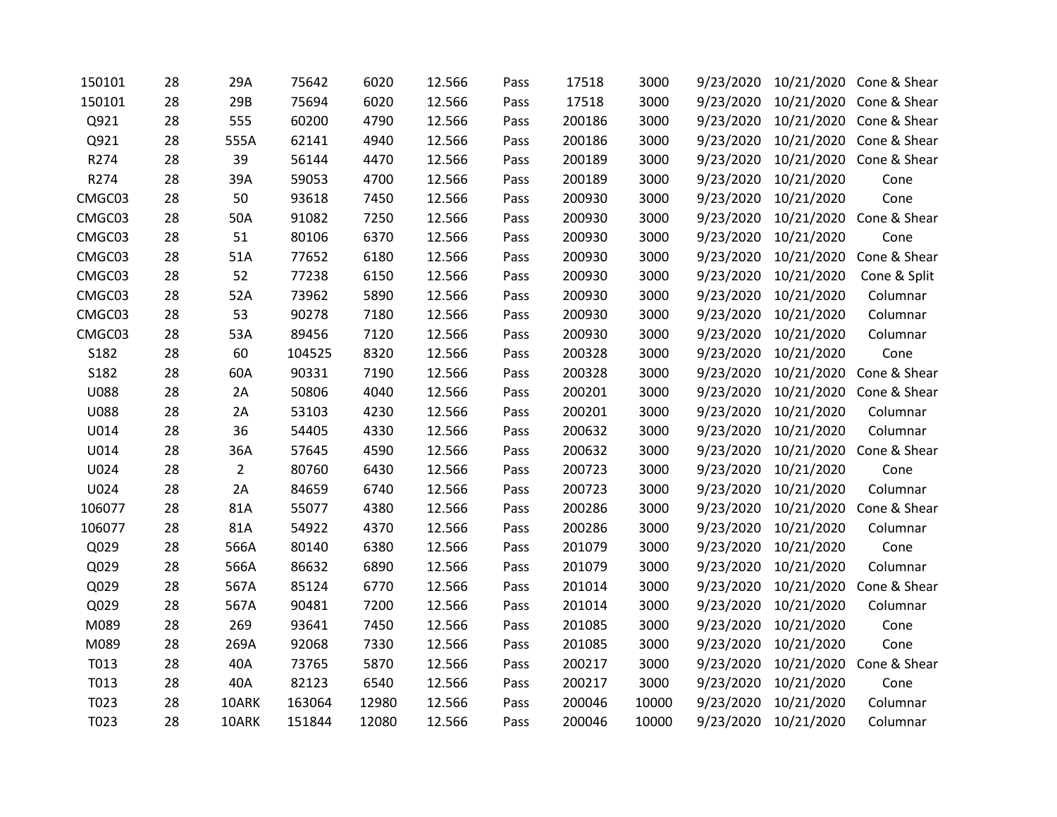| | | | | | | | | | | | |
|---|---|---|---|---|---|---|---|---|---|---|---|
| 150101 | 28 | 29A | 75642 | 6020 | 12.566 | Pass | 17518 | 3000 | 9/23/2020 | 10/21/2020 | Cone & Shear |
| 150101 | 28 | 29B | 75694 | 6020 | 12.566 | Pass | 17518 | 3000 | 9/23/2020 | 10/21/2020 | Cone & Shear |
| Q921 | 28 | 555 | 60200 | 4790 | 12.566 | Pass | 200186 | 3000 | 9/23/2020 | 10/21/2020 | Cone & Shear |
| Q921 | 28 | 555A | 62141 | 4940 | 12.566 | Pass | 200186 | 3000 | 9/23/2020 | 10/21/2020 | Cone & Shear |
| R274 | 28 | 39 | 56144 | 4470 | 12.566 | Pass | 200189 | 3000 | 9/23/2020 | 10/21/2020 | Cone & Shear |
| R274 | 28 | 39A | 59053 | 4700 | 12.566 | Pass | 200189 | 3000 | 9/23/2020 | 10/21/2020 | Cone |
| CMGC03 | 28 | 50 | 93618 | 7450 | 12.566 | Pass | 200930 | 3000 | 9/23/2020 | 10/21/2020 | Cone |
| CMGC03 | 28 | 50A | 91082 | 7250 | 12.566 | Pass | 200930 | 3000 | 9/23/2020 | 10/21/2020 | Cone & Shear |
| CMGC03 | 28 | 51 | 80106 | 6370 | 12.566 | Pass | 200930 | 3000 | 9/23/2020 | 10/21/2020 | Cone |
| CMGC03 | 28 | 51A | 77652 | 6180 | 12.566 | Pass | 200930 | 3000 | 9/23/2020 | 10/21/2020 | Cone & Shear |
| CMGC03 | 28 | 52 | 77238 | 6150 | 12.566 | Pass | 200930 | 3000 | 9/23/2020 | 10/21/2020 | Cone & Split |
| CMGC03 | 28 | 52A | 73962 | 5890 | 12.566 | Pass | 200930 | 3000 | 9/23/2020 | 10/21/2020 | Columnar |
| CMGC03 | 28 | 53 | 90278 | 7180 | 12.566 | Pass | 200930 | 3000 | 9/23/2020 | 10/21/2020 | Columnar |
| CMGC03 | 28 | 53A | 89456 | 7120 | 12.566 | Pass | 200930 | 3000 | 9/23/2020 | 10/21/2020 | Columnar |
| S182 | 28 | 60 | 104525 | 8320 | 12.566 | Pass | 200328 | 3000 | 9/23/2020 | 10/21/2020 | Cone |
| S182 | 28 | 60A | 90331 | 7190 | 12.566 | Pass | 200328 | 3000 | 9/23/2020 | 10/21/2020 | Cone & Shear |
| U088 | 28 | 2A | 50806 | 4040 | 12.566 | Pass | 200201 | 3000 | 9/23/2020 | 10/21/2020 | Cone & Shear |
| U088 | 28 | 2A | 53103 | 4230 | 12.566 | Pass | 200201 | 3000 | 9/23/2020 | 10/21/2020 | Columnar |
| U014 | 28 | 36 | 54405 | 4330 | 12.566 | Pass | 200632 | 3000 | 9/23/2020 | 10/21/2020 | Columnar |
| U014 | 28 | 36A | 57645 | 4590 | 12.566 | Pass | 200632 | 3000 | 9/23/2020 | 10/21/2020 | Cone & Shear |
| U024 | 28 | 2 | 80760 | 6430 | 12.566 | Pass | 200723 | 3000 | 9/23/2020 | 10/21/2020 | Cone |
| U024 | 28 | 2A | 84659 | 6740 | 12.566 | Pass | 200723 | 3000 | 9/23/2020 | 10/21/2020 | Columnar |
| 106077 | 28 | 81A | 55077 | 4380 | 12.566 | Pass | 200286 | 3000 | 9/23/2020 | 10/21/2020 | Cone & Shear |
| 106077 | 28 | 81A | 54922 | 4370 | 12.566 | Pass | 200286 | 3000 | 9/23/2020 | 10/21/2020 | Columnar |
| Q029 | 28 | 566A | 80140 | 6380 | 12.566 | Pass | 201079 | 3000 | 9/23/2020 | 10/21/2020 | Cone |
| Q029 | 28 | 566A | 86632 | 6890 | 12.566 | Pass | 201079 | 3000 | 9/23/2020 | 10/21/2020 | Columnar |
| Q029 | 28 | 567A | 85124 | 6770 | 12.566 | Pass | 201014 | 3000 | 9/23/2020 | 10/21/2020 | Cone & Shear |
| Q029 | 28 | 567A | 90481 | 7200 | 12.566 | Pass | 201014 | 3000 | 9/23/2020 | 10/21/2020 | Columnar |
| M089 | 28 | 269 | 93641 | 7450 | 12.566 | Pass | 201085 | 3000 | 9/23/2020 | 10/21/2020 | Cone |
| M089 | 28 | 269A | 92068 | 7330 | 12.566 | Pass | 201085 | 3000 | 9/23/2020 | 10/21/2020 | Cone |
| T013 | 28 | 40A | 73765 | 5870 | 12.566 | Pass | 200217 | 3000 | 9/23/2020 | 10/21/2020 | Cone & Shear |
| T013 | 28 | 40A | 82123 | 6540 | 12.566 | Pass | 200217 | 3000 | 9/23/2020 | 10/21/2020 | Cone |
| T023 | 28 | 10ARK | 163064 | 12980 | 12.566 | Pass | 200046 | 10000 | 9/23/2020 | 10/21/2020 | Columnar |
| T023 | 28 | 10ARK | 151844 | 12080 | 12.566 | Pass | 200046 | 10000 | 9/23/2020 | 10/21/2020 | Columnar |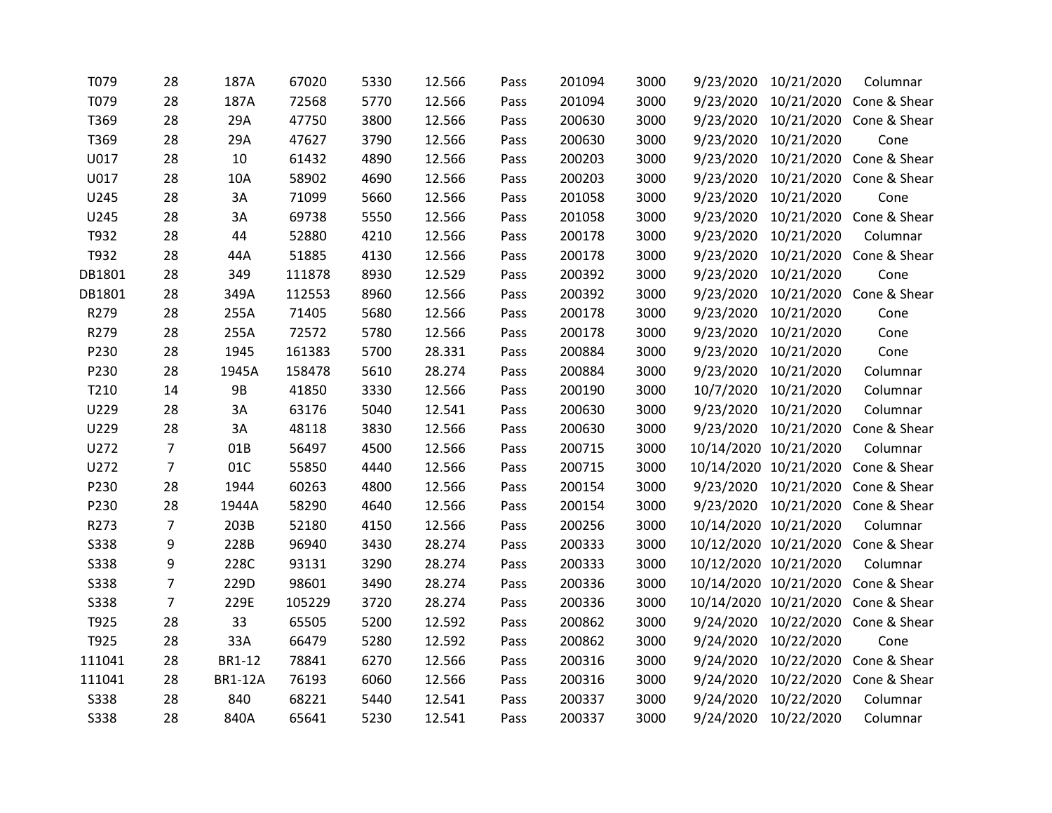| | | | | | | | | | | | |
|---|---|---|---|---|---|---|---|---|---|---|---|
| T079 | 28 | 187A | 67020 | 5330 | 12.566 | Pass | 201094 | 3000 | 9/23/2020 | 10/21/2020 | Columnar |
| T079 | 28 | 187A | 72568 | 5770 | 12.566 | Pass | 201094 | 3000 | 9/23/2020 | 10/21/2020 | Cone & Shear |
| T369 | 28 | 29A | 47750 | 3800 | 12.566 | Pass | 200630 | 3000 | 9/23/2020 | 10/21/2020 | Cone & Shear |
| T369 | 28 | 29A | 47627 | 3790 | 12.566 | Pass | 200630 | 3000 | 9/23/2020 | 10/21/2020 | Cone |
| U017 | 28 | 10 | 61432 | 4890 | 12.566 | Pass | 200203 | 3000 | 9/23/2020 | 10/21/2020 | Cone & Shear |
| U017 | 28 | 10A | 58902 | 4690 | 12.566 | Pass | 200203 | 3000 | 9/23/2020 | 10/21/2020 | Cone & Shear |
| U245 | 28 | 3A | 71099 | 5660 | 12.566 | Pass | 201058 | 3000 | 9/23/2020 | 10/21/2020 | Cone |
| U245 | 28 | 3A | 69738 | 5550 | 12.566 | Pass | 201058 | 3000 | 9/23/2020 | 10/21/2020 | Cone & Shear |
| T932 | 28 | 44 | 52880 | 4210 | 12.566 | Pass | 200178 | 3000 | 9/23/2020 | 10/21/2020 | Columnar |
| T932 | 28 | 44A | 51885 | 4130 | 12.566 | Pass | 200178 | 3000 | 9/23/2020 | 10/21/2020 | Cone & Shear |
| DB1801 | 28 | 349 | 111878 | 8930 | 12.529 | Pass | 200392 | 3000 | 9/23/2020 | 10/21/2020 | Cone |
| DB1801 | 28 | 349A | 112553 | 8960 | 12.566 | Pass | 200392 | 3000 | 9/23/2020 | 10/21/2020 | Cone & Shear |
| R279 | 28 | 255A | 71405 | 5680 | 12.566 | Pass | 200178 | 3000 | 9/23/2020 | 10/21/2020 | Cone |
| R279 | 28 | 255A | 72572 | 5780 | 12.566 | Pass | 200178 | 3000 | 9/23/2020 | 10/21/2020 | Cone |
| P230 | 28 | 1945 | 161383 | 5700 | 28.331 | Pass | 200884 | 3000 | 9/23/2020 | 10/21/2020 | Cone |
| P230 | 28 | 1945A | 158478 | 5610 | 28.274 | Pass | 200884 | 3000 | 9/23/2020 | 10/21/2020 | Columnar |
| T210 | 14 | 9B | 41850 | 3330 | 12.566 | Pass | 200190 | 3000 | 10/7/2020 | 10/21/2020 | Columnar |
| U229 | 28 | 3A | 63176 | 5040 | 12.541 | Pass | 200630 | 3000 | 9/23/2020 | 10/21/2020 | Columnar |
| U229 | 28 | 3A | 48118 | 3830 | 12.566 | Pass | 200630 | 3000 | 9/23/2020 | 10/21/2020 | Cone & Shear |
| U272 | 7 | 01B | 56497 | 4500 | 12.566 | Pass | 200715 | 3000 | 10/14/2020 | 10/21/2020 | Columnar |
| U272 | 7 | 01C | 55850 | 4440 | 12.566 | Pass | 200715 | 3000 | 10/14/2020 | 10/21/2020 | Cone & Shear |
| P230 | 28 | 1944 | 60263 | 4800 | 12.566 | Pass | 200154 | 3000 | 9/23/2020 | 10/21/2020 | Cone & Shear |
| P230 | 28 | 1944A | 58290 | 4640 | 12.566 | Pass | 200154 | 3000 | 9/23/2020 | 10/21/2020 | Cone & Shear |
| R273 | 7 | 203B | 52180 | 4150 | 12.566 | Pass | 200256 | 3000 | 10/14/2020 | 10/21/2020 | Columnar |
| S338 | 9 | 228B | 96940 | 3430 | 28.274 | Pass | 200333 | 3000 | 10/12/2020 | 10/21/2020 | Cone & Shear |
| S338 | 9 | 228C | 93131 | 3290 | 28.274 | Pass | 200333 | 3000 | 10/12/2020 | 10/21/2020 | Columnar |
| S338 | 7 | 229D | 98601 | 3490 | 28.274 | Pass | 200336 | 3000 | 10/14/2020 | 10/21/2020 | Cone & Shear |
| S338 | 7 | 229E | 105229 | 3720 | 28.274 | Pass | 200336 | 3000 | 10/14/2020 | 10/21/2020 | Cone & Shear |
| T925 | 28 | 33 | 65505 | 5200 | 12.592 | Pass | 200862 | 3000 | 9/24/2020 | 10/22/2020 | Cone & Shear |
| T925 | 28 | 33A | 66479 | 5280 | 12.592 | Pass | 200862 | 3000 | 9/24/2020 | 10/22/2020 | Cone |
| 111041 | 28 | BR1-12 | 78841 | 6270 | 12.566 | Pass | 200316 | 3000 | 9/24/2020 | 10/22/2020 | Cone & Shear |
| 111041 | 28 | BR1-12A | 76193 | 6060 | 12.566 | Pass | 200316 | 3000 | 9/24/2020 | 10/22/2020 | Cone & Shear |
| S338 | 28 | 840 | 68221 | 5440 | 12.541 | Pass | 200337 | 3000 | 9/24/2020 | 10/22/2020 | Columnar |
| S338 | 28 | 840A | 65641 | 5230 | 12.541 | Pass | 200337 | 3000 | 9/24/2020 | 10/22/2020 | Columnar |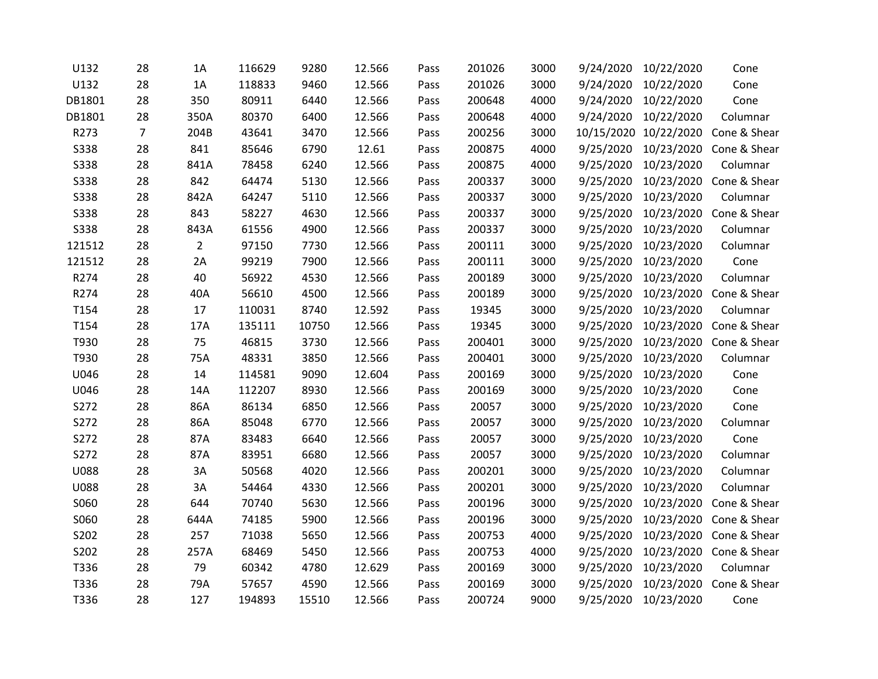| | | | | | | | | | | | |
|---|---|---|---|---|---|---|---|---|---|---|---|
| U132 | 28 | 1A | 116629 | 9280 | 12.566 | Pass | 201026 | 3000 | 9/24/2020 | 10/22/2020 | Cone |
| U132 | 28 | 1A | 118833 | 9460 | 12.566 | Pass | 201026 | 3000 | 9/24/2020 | 10/22/2020 | Cone |
| DB1801 | 28 | 350 | 80911 | 6440 | 12.566 | Pass | 200648 | 4000 | 9/24/2020 | 10/22/2020 | Cone |
| DB1801 | 28 | 350A | 80370 | 6400 | 12.566 | Pass | 200648 | 4000 | 9/24/2020 | 10/22/2020 | Columnar |
| R273 | 7 | 204B | 43641 | 3470 | 12.566 | Pass | 200256 | 3000 | 10/15/2020 | 10/22/2020 | Cone & Shear |
| S338 | 28 | 841 | 85646 | 6790 | 12.61 | Pass | 200875 | 4000 | 9/25/2020 | 10/23/2020 | Cone & Shear |
| S338 | 28 | 841A | 78458 | 6240 | 12.566 | Pass | 200875 | 4000 | 9/25/2020 | 10/23/2020 | Columnar |
| S338 | 28 | 842 | 64474 | 5130 | 12.566 | Pass | 200337 | 3000 | 9/25/2020 | 10/23/2020 | Cone & Shear |
| S338 | 28 | 842A | 64247 | 5110 | 12.566 | Pass | 200337 | 3000 | 9/25/2020 | 10/23/2020 | Columnar |
| S338 | 28 | 843 | 58227 | 4630 | 12.566 | Pass | 200337 | 3000 | 9/25/2020 | 10/23/2020 | Cone & Shear |
| S338 | 28 | 843A | 61556 | 4900 | 12.566 | Pass | 200337 | 3000 | 9/25/2020 | 10/23/2020 | Columnar |
| 121512 | 28 | 2 | 97150 | 7730 | 12.566 | Pass | 200111 | 3000 | 9/25/2020 | 10/23/2020 | Columnar |
| 121512 | 28 | 2A | 99219 | 7900 | 12.566 | Pass | 200111 | 3000 | 9/25/2020 | 10/23/2020 | Cone |
| R274 | 28 | 40 | 56922 | 4530 | 12.566 | Pass | 200189 | 3000 | 9/25/2020 | 10/23/2020 | Columnar |
| R274 | 28 | 40A | 56610 | 4500 | 12.566 | Pass | 200189 | 3000 | 9/25/2020 | 10/23/2020 | Cone & Shear |
| T154 | 28 | 17 | 110031 | 8740 | 12.592 | Pass | 19345 | 3000 | 9/25/2020 | 10/23/2020 | Columnar |
| T154 | 28 | 17A | 135111 | 10750 | 12.566 | Pass | 19345 | 3000 | 9/25/2020 | 10/23/2020 | Cone & Shear |
| T930 | 28 | 75 | 46815 | 3730 | 12.566 | Pass | 200401 | 3000 | 9/25/2020 | 10/23/2020 | Cone & Shear |
| T930 | 28 | 75A | 48331 | 3850 | 12.566 | Pass | 200401 | 3000 | 9/25/2020 | 10/23/2020 | Columnar |
| U046 | 28 | 14 | 114581 | 9090 | 12.604 | Pass | 200169 | 3000 | 9/25/2020 | 10/23/2020 | Cone |
| U046 | 28 | 14A | 112207 | 8930 | 12.566 | Pass | 200169 | 3000 | 9/25/2020 | 10/23/2020 | Cone |
| S272 | 28 | 86A | 86134 | 6850 | 12.566 | Pass | 20057 | 3000 | 9/25/2020 | 10/23/2020 | Cone |
| S272 | 28 | 86A | 85048 | 6770 | 12.566 | Pass | 20057 | 3000 | 9/25/2020 | 10/23/2020 | Columnar |
| S272 | 28 | 87A | 83483 | 6640 | 12.566 | Pass | 20057 | 3000 | 9/25/2020 | 10/23/2020 | Cone |
| S272 | 28 | 87A | 83951 | 6680 | 12.566 | Pass | 20057 | 3000 | 9/25/2020 | 10/23/2020 | Columnar |
| U088 | 28 | 3A | 50568 | 4020 | 12.566 | Pass | 200201 | 3000 | 9/25/2020 | 10/23/2020 | Columnar |
| U088 | 28 | 3A | 54464 | 4330 | 12.566 | Pass | 200201 | 3000 | 9/25/2020 | 10/23/2020 | Columnar |
| S060 | 28 | 644 | 70740 | 5630 | 12.566 | Pass | 200196 | 3000 | 9/25/2020 | 10/23/2020 | Cone & Shear |
| S060 | 28 | 644A | 74185 | 5900 | 12.566 | Pass | 200196 | 3000 | 9/25/2020 | 10/23/2020 | Cone & Shear |
| S202 | 28 | 257 | 71038 | 5650 | 12.566 | Pass | 200753 | 4000 | 9/25/2020 | 10/23/2020 | Cone & Shear |
| S202 | 28 | 257A | 68469 | 5450 | 12.566 | Pass | 200753 | 4000 | 9/25/2020 | 10/23/2020 | Cone & Shear |
| T336 | 28 | 79 | 60342 | 4780 | 12.629 | Pass | 200169 | 3000 | 9/25/2020 | 10/23/2020 | Columnar |
| T336 | 28 | 79A | 57657 | 4590 | 12.566 | Pass | 200169 | 3000 | 9/25/2020 | 10/23/2020 | Cone & Shear |
| T336 | 28 | 127 | 194893 | 15510 | 12.566 | Pass | 200724 | 9000 | 9/25/2020 | 10/23/2020 | Cone |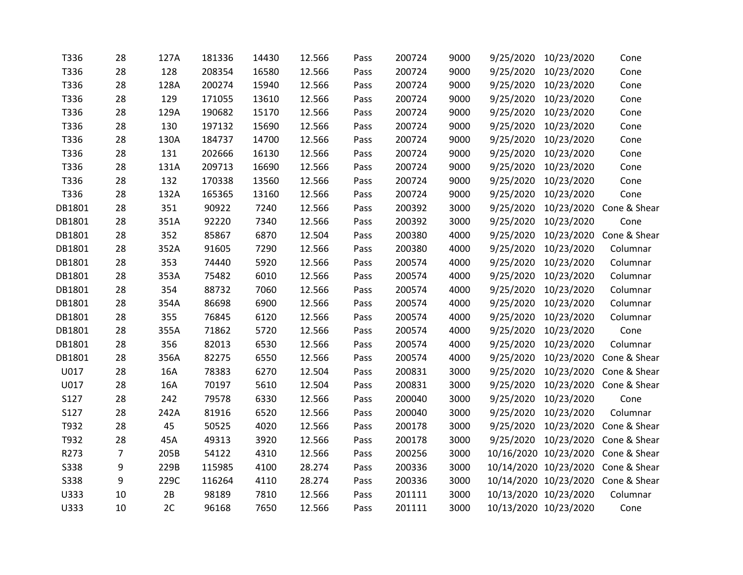| | | | | | | | | | | | |
|---|---|---|---|---|---|---|---|---|---|---|---|
| T336 | 28 | 127A | 181336 | 14430 | 12.566 | Pass | 200724 | 9000 | 9/25/2020 | 10/23/2020 | Cone |
| T336 | 28 | 128 | 208354 | 16580 | 12.566 | Pass | 200724 | 9000 | 9/25/2020 | 10/23/2020 | Cone |
| T336 | 28 | 128A | 200274 | 15940 | 12.566 | Pass | 200724 | 9000 | 9/25/2020 | 10/23/2020 | Cone |
| T336 | 28 | 129 | 171055 | 13610 | 12.566 | Pass | 200724 | 9000 | 9/25/2020 | 10/23/2020 | Cone |
| T336 | 28 | 129A | 190682 | 15170 | 12.566 | Pass | 200724 | 9000 | 9/25/2020 | 10/23/2020 | Cone |
| T336 | 28 | 130 | 197132 | 15690 | 12.566 | Pass | 200724 | 9000 | 9/25/2020 | 10/23/2020 | Cone |
| T336 | 28 | 130A | 184737 | 14700 | 12.566 | Pass | 200724 | 9000 | 9/25/2020 | 10/23/2020 | Cone |
| T336 | 28 | 131 | 202666 | 16130 | 12.566 | Pass | 200724 | 9000 | 9/25/2020 | 10/23/2020 | Cone |
| T336 | 28 | 131A | 209713 | 16690 | 12.566 | Pass | 200724 | 9000 | 9/25/2020 | 10/23/2020 | Cone |
| T336 | 28 | 132 | 170338 | 13560 | 12.566 | Pass | 200724 | 9000 | 9/25/2020 | 10/23/2020 | Cone |
| T336 | 28 | 132A | 165365 | 13160 | 12.566 | Pass | 200724 | 9000 | 9/25/2020 | 10/23/2020 | Cone |
| DB1801 | 28 | 351 | 90922 | 7240 | 12.566 | Pass | 200392 | 3000 | 9/25/2020 | 10/23/2020 | Cone & Shear |
| DB1801 | 28 | 351A | 92220 | 7340 | 12.566 | Pass | 200392 | 3000 | 9/25/2020 | 10/23/2020 | Cone |
| DB1801 | 28 | 352 | 85867 | 6870 | 12.504 | Pass | 200380 | 4000 | 9/25/2020 | 10/23/2020 | Cone & Shear |
| DB1801 | 28 | 352A | 91605 | 7290 | 12.566 | Pass | 200380 | 4000 | 9/25/2020 | 10/23/2020 | Columnar |
| DB1801 | 28 | 353 | 74440 | 5920 | 12.566 | Pass | 200574 | 4000 | 9/25/2020 | 10/23/2020 | Columnar |
| DB1801 | 28 | 353A | 75482 | 6010 | 12.566 | Pass | 200574 | 4000 | 9/25/2020 | 10/23/2020 | Columnar |
| DB1801 | 28 | 354 | 88732 | 7060 | 12.566 | Pass | 200574 | 4000 | 9/25/2020 | 10/23/2020 | Columnar |
| DB1801 | 28 | 354A | 86698 | 6900 | 12.566 | Pass | 200574 | 4000 | 9/25/2020 | 10/23/2020 | Columnar |
| DB1801 | 28 | 355 | 76845 | 6120 | 12.566 | Pass | 200574 | 4000 | 9/25/2020 | 10/23/2020 | Columnar |
| DB1801 | 28 | 355A | 71862 | 5720 | 12.566 | Pass | 200574 | 4000 | 9/25/2020 | 10/23/2020 | Cone |
| DB1801 | 28 | 356 | 82013 | 6530 | 12.566 | Pass | 200574 | 4000 | 9/25/2020 | 10/23/2020 | Columnar |
| DB1801 | 28 | 356A | 82275 | 6550 | 12.566 | Pass | 200574 | 4000 | 9/25/2020 | 10/23/2020 | Cone & Shear |
| U017 | 28 | 16A | 78383 | 6270 | 12.504 | Pass | 200831 | 3000 | 9/25/2020 | 10/23/2020 | Cone & Shear |
| U017 | 28 | 16A | 70197 | 5610 | 12.504 | Pass | 200831 | 3000 | 9/25/2020 | 10/23/2020 | Cone & Shear |
| S127 | 28 | 242 | 79578 | 6330 | 12.566 | Pass | 200040 | 3000 | 9/25/2020 | 10/23/2020 | Cone |
| S127 | 28 | 242A | 81916 | 6520 | 12.566 | Pass | 200040 | 3000 | 9/25/2020 | 10/23/2020 | Columnar |
| T932 | 28 | 45 | 50525 | 4020 | 12.566 | Pass | 200178 | 3000 | 9/25/2020 | 10/23/2020 | Cone & Shear |
| T932 | 28 | 45A | 49313 | 3920 | 12.566 | Pass | 200178 | 3000 | 9/25/2020 | 10/23/2020 | Cone & Shear |
| R273 | 7 | 205B | 54122 | 4310 | 12.566 | Pass | 200256 | 3000 | 10/16/2020 | 10/23/2020 | Cone & Shear |
| S338 | 9 | 229B | 115985 | 4100 | 28.274 | Pass | 200336 | 3000 | 10/14/2020 | 10/23/2020 | Cone & Shear |
| S338 | 9 | 229C | 116264 | 4110 | 28.274 | Pass | 200336 | 3000 | 10/14/2020 | 10/23/2020 | Cone & Shear |
| U333 | 10 | 2B | 98189 | 7810 | 12.566 | Pass | 201111 | 3000 | 10/13/2020 | 10/23/2020 | Columnar |
| U333 | 10 | 2C | 96168 | 7650 | 12.566 | Pass | 201111 | 3000 | 10/13/2020 | 10/23/2020 | Cone |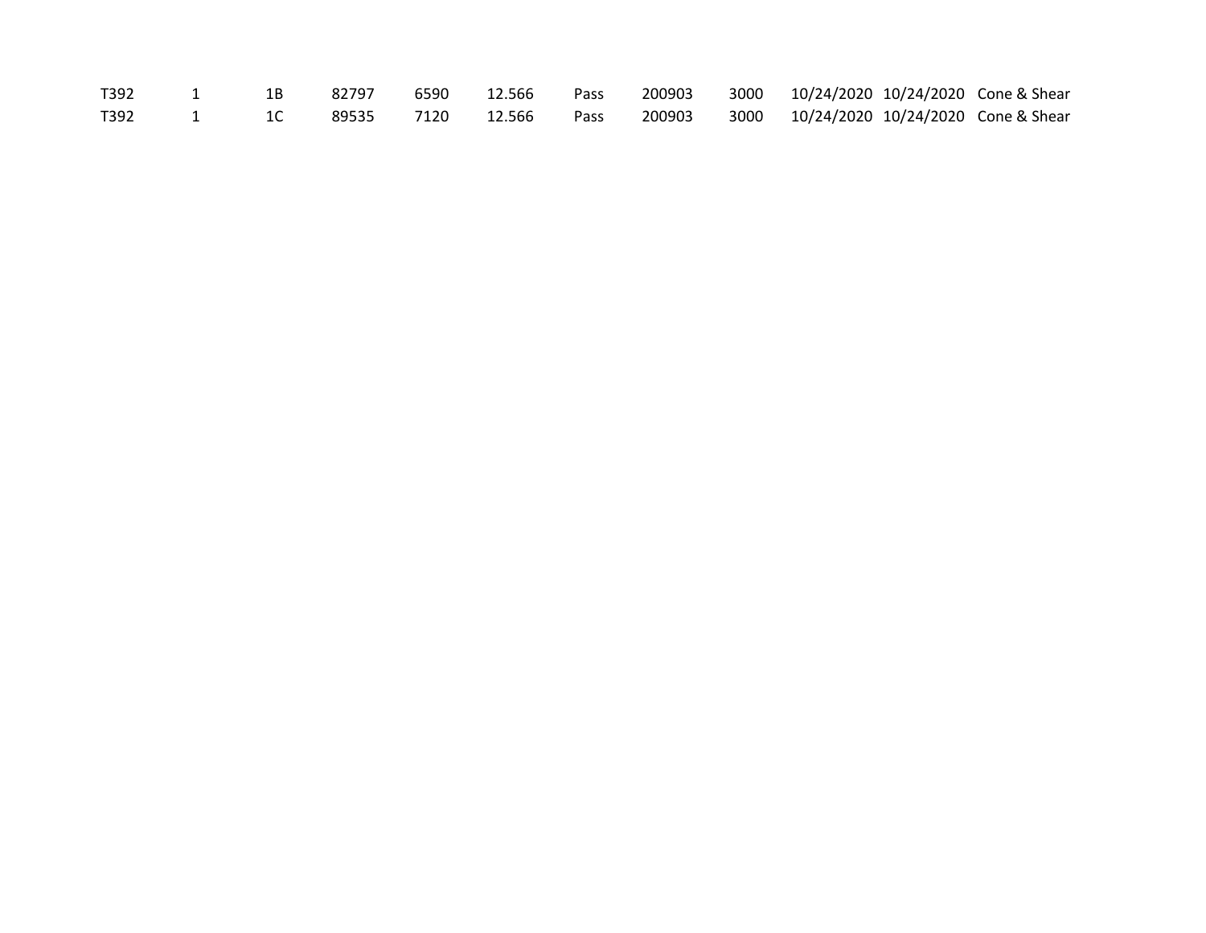| | | | | | | | | | | | |
|---|---|---|---|---|---|---|---|---|---|---|---|
| T392 | 1 | 1B | 82797 | 6590 | 12.566 | Pass | 200903 | 3000 | 10/24/2020 | 10/24/2020 | Cone & Shear |
| T392 | 1 | 1C | 89535 | 7120 | 12.566 | Pass | 200903 | 3000 | 10/24/2020 | 10/24/2020 | Cone & Shear |